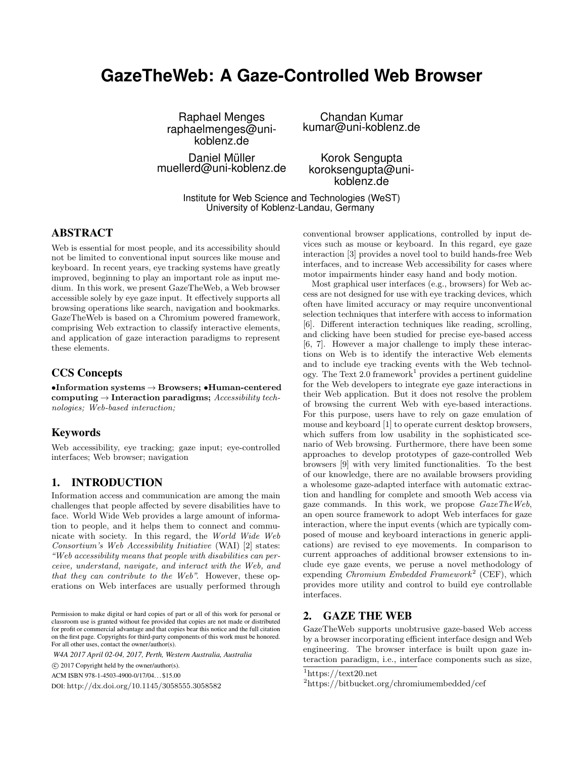# GazeTheWeb: A Gaze-Controlled Web Browser

Raphael Menges
raphaelmenges@uni-koblenz.de

Chandan Kumar
kumar@uni-koblenz.de

Daniel Müller
muellerd@uni-koblenz.de

Korok Sengupta
koroksengupta@uni-koblenz.de

Institute for Web Science and Technologies (WeST)
University of Koblenz-Landau, Germany

## ABSTRACT

Web is essential for most people, and its accessibility should not be limited to conventional input sources like mouse and keyboard. In recent years, eye tracking systems have greatly improved, beginning to play an important role as input medium. In this work, we present GazeTheWeb, a Web browser accessible solely by eye gaze input. It effectively supports all browsing operations like search, navigation and bookmarks. GazeTheWeb is based on a Chromium powered framework, comprising Web extraction to classify interactive elements, and application of gaze interaction paradigms to represent these elements.

## CCS Concepts

**•Information systems → Browsers; •Human-centered computing → Interaction paradigms;** *Accessibility technologies; Web-based interaction;*

## Keywords

Web accessibility, eye tracking; gaze input; eye-controlled interfaces; Web browser; navigation

## 1. INTRODUCTION

Information access and communication are among the main challenges that people affected by severe disabilities have to face. World Wide Web provides a large amount of information to people, and it helps them to connect and communicate with society. In this regard, the *World Wide Web Consortium's Web Accessibility Initiative* (WAI) [2] states: *"Web accessibility means that people with disabilities can perceive, understand, navigate, and interact with the Web, and that they can contribute to the Web"*. However, these operations on Web interfaces are usually performed through conventional browser applications, controlled by input devices such as mouse or keyboard. In this regard, eye gaze interaction [3] provides a novel tool to build hands-free Web interfaces, and to increase Web accessibility for cases where motor impairments hinder easy hand and body motion.

Most graphical user interfaces (e.g., browsers) for Web access are not designed for use with eye tracking devices, which often have limited accuracy or may require unconventional selection techniques that interfere with access to information [6]. Different interaction techniques like reading, scrolling, and clicking have been studied for precise eye-based access [6, 7]. However a major challenge to imply these interactions on Web is to identify the interactive Web elements and to include eye tracking events with the Web technology. The Text 2.0 framework[1] provides a pertinent guideline for the Web developers to integrate eye gaze interactions in their Web application. But it does not resolve the problem of browsing the current Web with eye-based interactions. For this purpose, users have to rely on gaze emulation of mouse and keyboard [1] to operate current desktop browsers, which suffers from low usability in the sophisticated scenario of Web browsing. Furthermore, there have been some approaches to develop prototypes of gaze-controlled Web browsers [9] with very limited functionalities. To the best of our knowledge, there are no available browsers providing a wholesome gaze-adapted interface with automatic extraction and handling for complete and smooth Web access via gaze commands. In this work, we propose *GazeTheWeb*, an open source framework to adopt Web interfaces for gaze interaction, where the input events (which are typically composed of mouse and keyboard interactions in generic applications) are revised to eye movements. In comparison to current approaches of additional browser extensions to include eye gaze events, we peruse a novel methodology of expending *Chromium Embedded Framework*[2] (CEF), which provides more utility and control to build eye controllable interfaces.

## 2. GAZE THE WEB

GazeTheWeb supports unobtrusive gaze-based Web access by a browser incorporating efficient interface design and Web engineering. The browser interface is built upon gaze interaction paradigm, i.e., interface components such as size,

[1] https://text20.net

[2] https://bitbucket.org/chromiumembedded/cef

Permission to make digital or hard copies of part or all of this work for personal or classroom use is granted without fee provided that copies are not made or distributed for profit or commercial advantage and that copies bear this notice and the full citation on the first page. Copyrights for third-party components of this work must be honored. For all other uses, contact the owner/author(s).

*W4A 2017 April 02-04, 2017, Perth, Western Australia, Australia*

© 2017 Copyright held by the owner/author(s).

ACM ISBN 978-1-4503-4900-0/17/04…$15.00

DOI: http://dx.doi.org/10.1145/3058555.3058582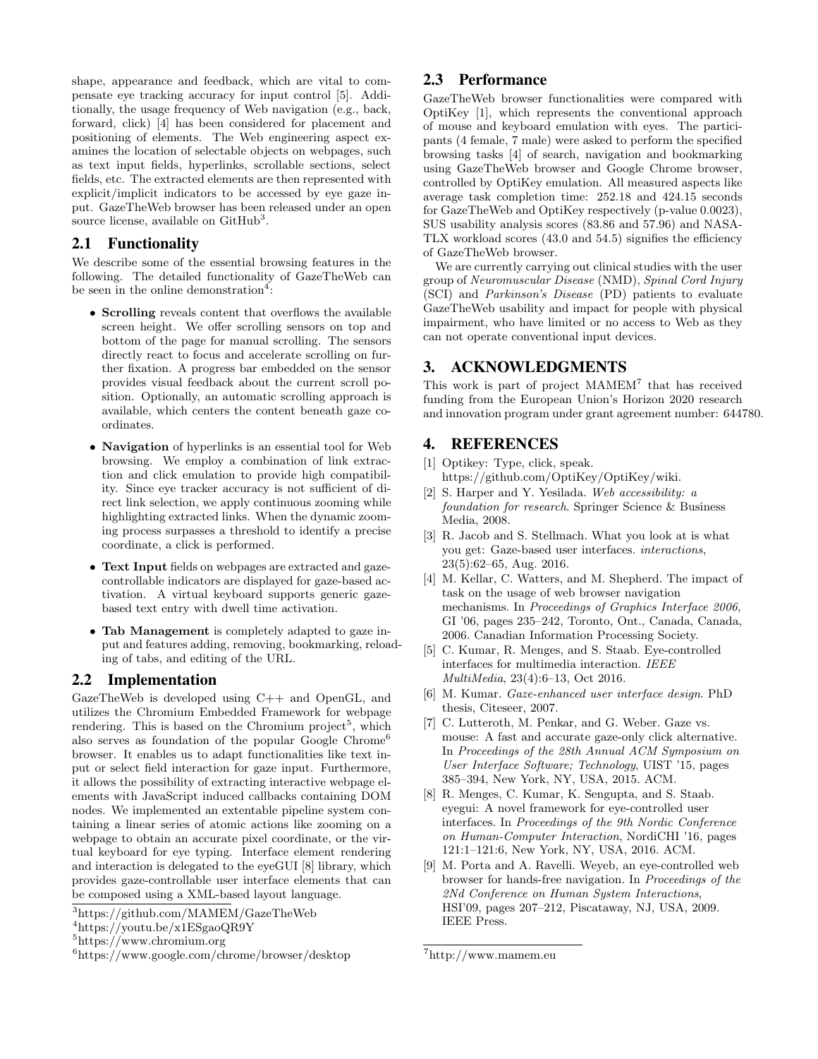shape, appearance and feedback, which are vital to compensate eye tracking accuracy for input control [5]. Additionally, the usage frequency of Web navigation (e.g., back, forward, click) [4] has been considered for placement and positioning of elements. The Web engineering aspect examines the location of selectable objects on webpages, such as text input fields, hyperlinks, scrollable sections, select fields, etc. The extracted elements are then represented with explicit/implicit indicators to be accessed by eye gaze input. GazeTheWeb browser has been released under an open source license, available on GitHub[3].

## 2.1 Functionality

We describe some of the essential browsing features in the following. The detailed functionality of GazeTheWeb can be seen in the online demonstration[4]:

- **Scrolling** reveals content that overflows the available screen height. We offer scrolling sensors on top and bottom of the page for manual scrolling. The sensors directly react to focus and accelerate scrolling on further fixation. A progress bar embedded on the sensor provides visual feedback about the current scroll position. Optionally, an automatic scrolling approach is available, which centers the content beneath gaze coordinates.
- **Navigation** of hyperlinks is an essential tool for Web browsing. We employ a combination of link extraction and click emulation to provide high compatibility. Since eye tracker accuracy is not sufficient of direct link selection, we apply continuous zooming while highlighting extracted links. When the dynamic zooming process surpasses a threshold to identify a precise coordinate, a click is performed.
- **Text Input** fields on webpages are extracted and gaze-controllable indicators are displayed for gaze-based activation. A virtual keyboard supports generic gaze-based text entry with dwell time activation.
- **Tab Management** is completely adapted to gaze input and features adding, removing, bookmarking, reloading of tabs, and editing of the URL.

## 2.2 Implementation

GazeTheWeb is developed using C++ and OpenGL, and utilizes the Chromium Embedded Framework for webpage rendering. This is based on the Chromium project[5], which also serves as foundation of the popular Google Chrome[6] browser. It enables us to adapt functionalities like text input or select field interaction for gaze input. Furthermore, it allows the possibility of extracting interactive webpage elements with JavaScript induced callbacks containing DOM nodes. We implemented an extentable pipeline system containing a linear series of atomic actions like zooming on a webpage to obtain an accurate pixel coordinate, or the virtual keyboard for eye typing. Interface element rendering and interaction is delegated to the eyeGUI [8] library, which provides gaze-controllable user interface elements that can be composed using a XML-based layout language.

[3]https://github.com/MAMEM/GazeTheWeb
[4]https://youtu.be/x1ESgaoQR9Y
[5]https://www.chromium.org
[6]https://www.google.com/chrome/browser/desktop

## 2.3 Performance

GazeTheWeb browser functionalities were compared with OptiKey [1], which represents the conventional approach of mouse and keyboard emulation with eyes. The participants (4 female, 7 male) were asked to perform the specified browsing tasks [4] of search, navigation and bookmarking using GazeTheWeb browser and Google Chrome browser, controlled by OptiKey emulation. All measured aspects like average task completion time: 252.18 and 424.15 seconds for GazeTheWeb and OptiKey respectively (p-value 0.0023), SUS usability analysis scores (83.86 and 57.96) and NASA-TLX workload scores (43.0 and 54.5) signifies the efficiency of GazeTheWeb browser.

We are currently carrying out clinical studies with the user group of *Neuromuscular Disease* (NMD), *Spinal Cord Injury* (SCI) and *Parkinson's Disease* (PD) patients to evaluate GazeTheWeb usability and impact for people with physical impairment, who have limited or no access to Web as they can not operate conventional input devices.

# 3. ACKNOWLEDGMENTS

This work is part of project MAMEM[7] that has received funding from the European Union's Horizon 2020 research and innovation program under grant agreement number: 644780.

# 4. REFERENCES

[1] Optikey: Type, click, speak. https://github.com/OptiKey/OptiKey/wiki.

[2] S. Harper and Y. Yesilada. *Web accessibility: a foundation for research*. Springer Science & Business Media, 2008.

[3] R. Jacob and S. Stellmach. What you look at is what you get: Gaze-based user interfaces. *interactions*, 23(5):62–65, Aug. 2016.

[4] M. Kellar, C. Watters, and M. Shepherd. The impact of task on the usage of web browser navigation mechanisms. In *Proceedings of Graphics Interface 2006*, GI '06, pages 235–242, Toronto, Ont., Canada, Canada, 2006. Canadian Information Processing Society.

[5] C. Kumar, R. Menges, and S. Staab. Eye-controlled interfaces for multimedia interaction. *IEEE MultiMedia*, 23(4):6–13, Oct 2016.

[6] M. Kumar. *Gaze-enhanced user interface design*. PhD thesis, Citeseer, 2007.

[7] C. Lutteroth, M. Penkar, and G. Weber. Gaze vs. mouse: A fast and accurate gaze-only click alternative. In *Proceedings of the 28th Annual ACM Symposium on User Interface Software; Technology*, UIST '15, pages 385–394, New York, NY, USA, 2015. ACM.

[8] R. Menges, C. Kumar, K. Sengupta, and S. Staab. eyegui: A novel framework for eye-controlled user interfaces. In *Proceedings of the 9th Nordic Conference on Human-Computer Interaction*, NordiCHI '16, pages 121:1–121:6, New York, NY, USA, 2016. ACM.

[9] M. Porta and A. Ravelli. Weyeb, an eye-controlled web browser for hands-free navigation. In *Proceedings of the 2Nd Conference on Human System Interactions*, HSI'09, pages 207–212, Piscataway, NJ, USA, 2009. IEEE Press.

[7]http://www.mamem.eu